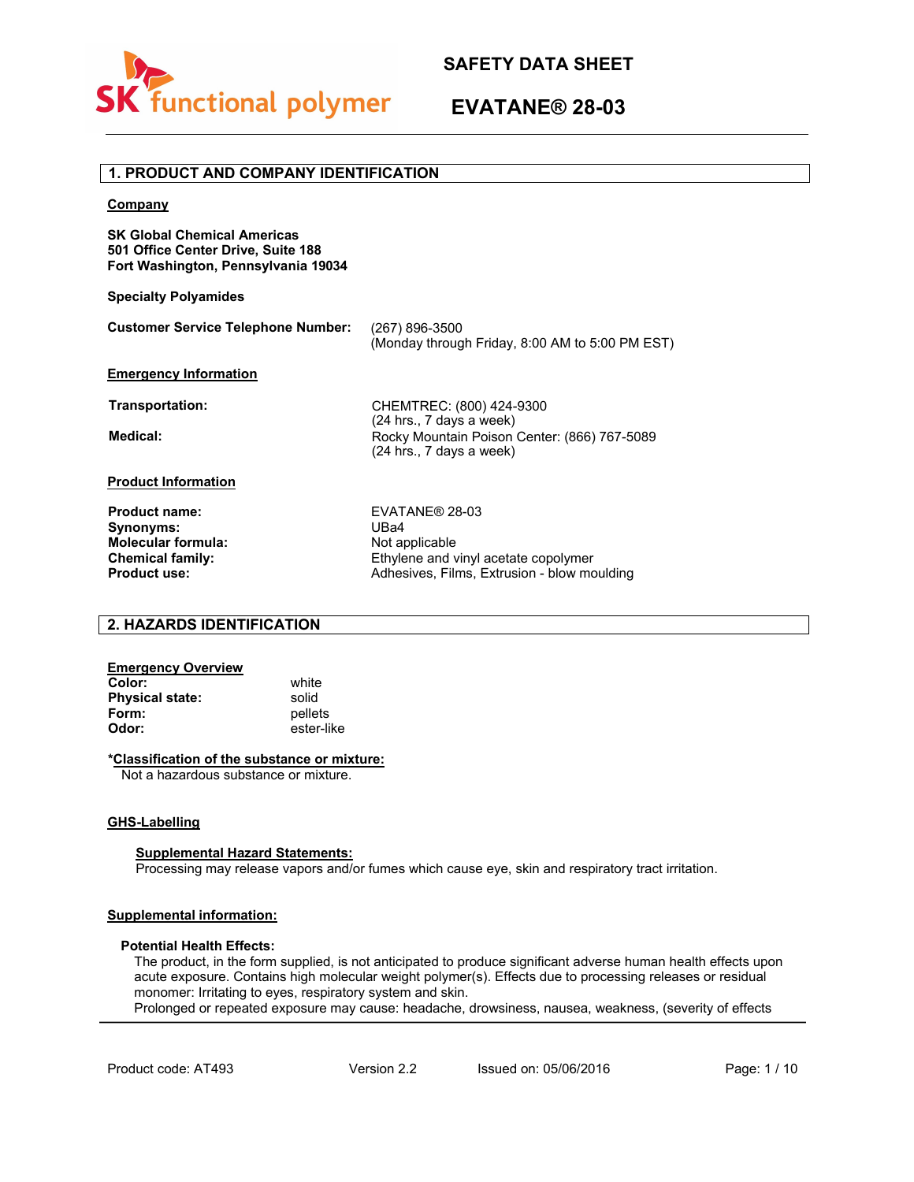# SAFETY DATA SHEET

# EVATANE® 28-03

## 1. PRODUCT AND COMPANY IDENTIFICATION

**Company**

**SK Global Chemical Americas**
**501 Office Center Drive, Suite 188**
**Fort Washington, Pennsylvania 19034**

**Specialty Polyamides**

**Customer Service Telephone Number:** (267) 896-3500
(Monday through Friday, 8:00 AM to 5:00 PM EST)

**Emergency Information**

**Transportation:** CHEMTREC: (800) 424-9300
(24 hrs., 7 days a week)

**Medical:** Rocky Mountain Poison Center: (866) 767-5089
(24 hrs., 7 days a week)

**Product Information**

| | |
|---|---|
| **Product name:** | EVATANE® 28-03 |
| **Synonyms:** | UBa4 |
| **Molecular formula:** | Not applicable |
| **Chemical family:** | Ethylene and vinyl acetate copolymer |
| **Product use:** | Adhesives, Films, Extrusion - blow moulding |

## 2. HAZARDS IDENTIFICATION

**Emergency Overview**

| | |
|---|---|
| **Color:** | white |
| **Physical state:** | solid |
| **Form:** | pellets |
| **Odor:** | ester-like |

***Classification of the substance or mixture:**
Not a hazardous substance or mixture.

**GHS-Labelling**

**Supplemental Hazard Statements:**
Processing may release vapors and/or fumes which cause eye, skin and respiratory tract irritation.

**Supplemental information:**

**Potential Health Effects:**
The product, in the form supplied, is not anticipated to produce significant adverse human health effects upon acute exposure. Contains high molecular weight polymer(s). Effects due to processing releases or residual monomer: Irritating to eyes, respiratory system and skin.
Prolonged or repeated exposure may cause: headache, drowsiness, nausea, weakness, (severity of effects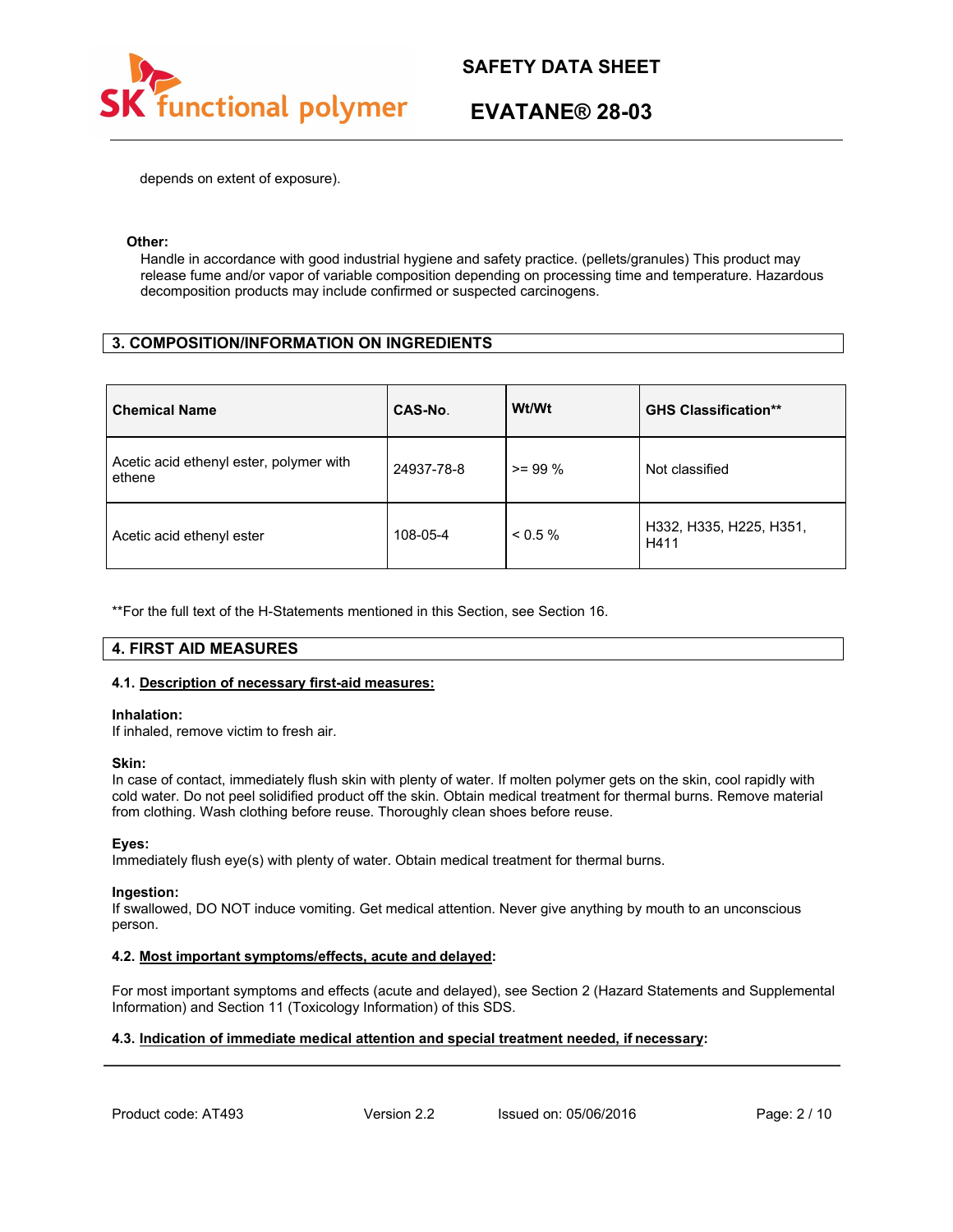depends on extent of exposure).

**Other:**

Handle in accordance with good industrial hygiene and safety practice. (pellets/granules) This product may release fume and/or vapor of variable composition depending on processing time and temperature. Hazardous decomposition products may include confirmed or suspected carcinogens.

## 3. COMPOSITION/INFORMATION ON INGREDIENTS

| Chemical Name | CAS-No. | Wt/Wt | GHS Classification** |
|---|---|---|---|
| Acetic acid ethenyl ester, polymer with ethene | 24937-78-8 | >= 99 % | Not classified |
| Acetic acid ethenyl ester | 108-05-4 | < 0.5 % | H332, H335, H225, H351, H411 |

**For the full text of the H-Statements mentioned in this Section, see Section 16.

## 4. FIRST AID MEASURES

### 4.1. Description of necessary first-aid measures:

**Inhalation:**
If inhaled, remove victim to fresh air.

**Skin:**
In case of contact, immediately flush skin with plenty of water. If molten polymer gets on the skin, cool rapidly with cold water. Do not peel solidified product off the skin. Obtain medical treatment for thermal burns. Remove material from clothing. Wash clothing before reuse. Thoroughly clean shoes before reuse.

**Eyes:**
Immediately flush eye(s) with plenty of water. Obtain medical treatment for thermal burns.

**Ingestion:**
If swallowed, DO NOT induce vomiting. Get medical attention. Never give anything by mouth to an unconscious person.

### 4.2. Most important symptoms/effects, acute and delayed:

For most important symptoms and effects (acute and delayed), see Section 2 (Hazard Statements and Supplemental Information) and Section 11 (Toxicology Information) of this SDS.

### 4.3. Indication of immediate medical attention and special treatment needed, if necessary: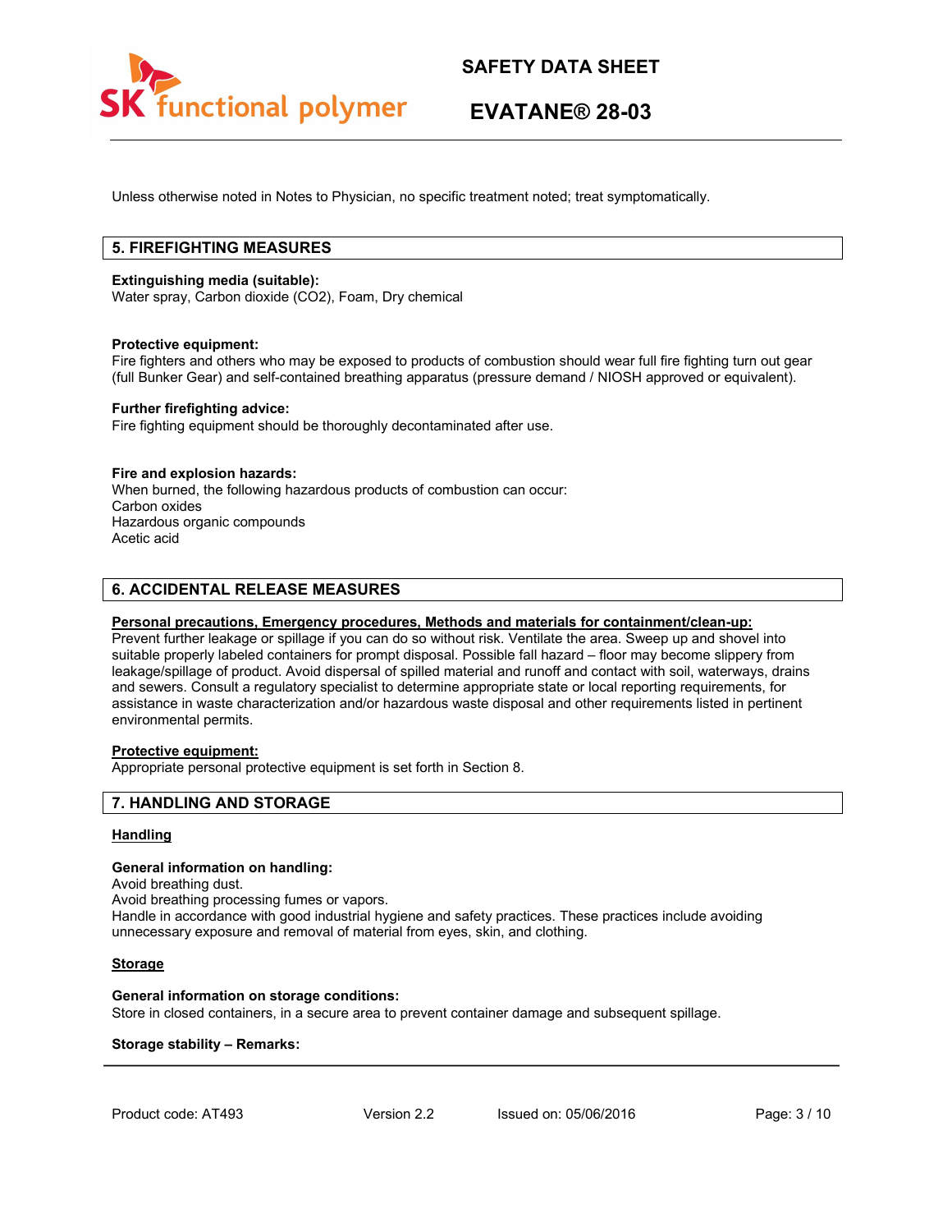Unless otherwise noted in Notes to Physician, no specific treatment noted; treat symptomatically.

## 5. FIREFIGHTING MEASURES

**Extinguishing media (suitable):**
Water spray, Carbon dioxide ($CO_2$), Foam, Dry chemical

**Protective equipment:**
Fire fighters and others who may be exposed to products of combustion should wear full fire fighting turn out gear (full Bunker Gear) and self-contained breathing apparatus (pressure demand / NIOSH approved or equivalent).

**Further firefighting advice:**
Fire fighting equipment should be thoroughly decontaminated after use.

**Fire and explosion hazards:**
When burned, the following hazardous products of combustion can occur:
Carbon oxides
Hazardous organic compounds
Acetic acid

## 6. ACCIDENTAL RELEASE MEASURES

**Personal precautions, Emergency procedures, Methods and materials for containment/clean-up:**
Prevent further leakage or spillage if you can do so without risk. Ventilate the area. Sweep up and shovel into suitable properly labeled containers for prompt disposal. Possible fall hazard – floor may become slippery from leakage/spillage of product. Avoid dispersal of spilled material and runoff and contact with soil, waterways, drains and sewers. Consult a regulatory specialist to determine appropriate state or local reporting requirements, for assistance in waste characterization and/or hazardous waste disposal and other requirements listed in pertinent environmental permits.

**Protective equipment:**
Appropriate personal protective equipment is set forth in Section 8.

## 7. HANDLING AND STORAGE

**Handling**

**General information on handling:**
Avoid breathing dust.
Avoid breathing processing fumes or vapors.
Handle in accordance with good industrial hygiene and safety practices. These practices include avoiding unnecessary exposure and removal of material from eyes, skin, and clothing.

**Storage**

**General information on storage conditions:**
Store in closed containers, in a secure area to prevent container damage and subsequent spillage.

**Storage stability – Remarks:**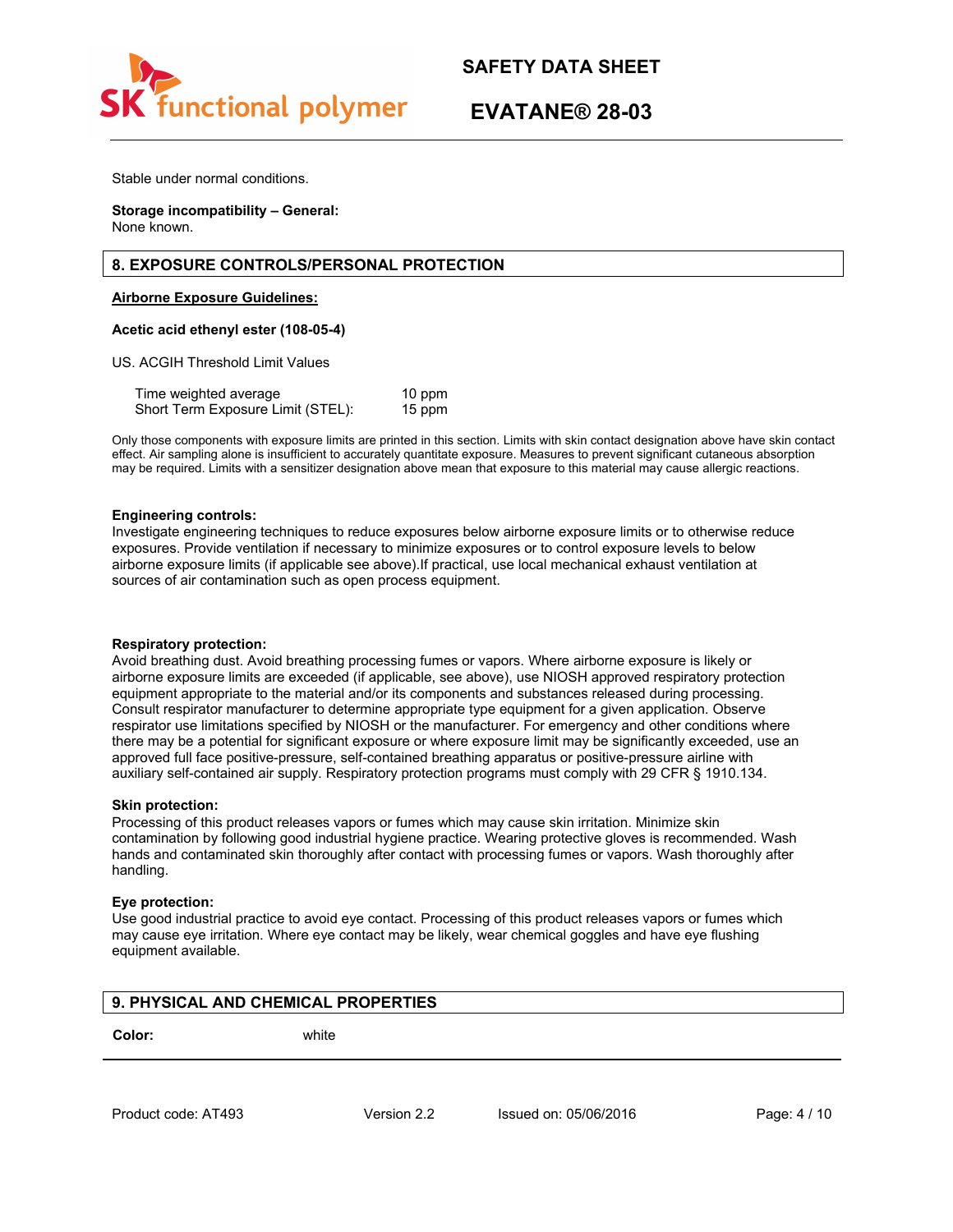Stable under normal conditions.

**Storage incompatibility – General:**
None known.

## 8. EXPOSURE CONTROLS/PERSONAL PROTECTION

**Airborne Exposure Guidelines:**

**Acetic acid ethenyl ester (108-05-4)**

US. ACGIH Threshold Limit Values

| | |
|---|---|
| Time weighted average | 10 ppm |
| Short Term Exposure Limit (STEL): | 15 ppm |

Only those components with exposure limits are printed in this section. Limits with skin contact designation above have skin contact effect. Air sampling alone is insufficient to accurately quantitate exposure. Measures to prevent significant cutaneous absorption may be required. Limits with a sensitizer designation above mean that exposure to this material may cause allergic reactions.

**Engineering controls:**
Investigate engineering techniques to reduce exposures below airborne exposure limits or to otherwise reduce exposures. Provide ventilation if necessary to minimize exposures or to control exposure levels to below airborne exposure limits (if applicable see above).If practical, use local mechanical exhaust ventilation at sources of air contamination such as open process equipment.

**Respiratory protection:**
Avoid breathing dust. Avoid breathing processing fumes or vapors. Where airborne exposure is likely or airborne exposure limits are exceeded (if applicable, see above), use NIOSH approved respiratory protection equipment appropriate to the material and/or its components and substances released during processing. Consult respirator manufacturer to determine appropriate type equipment for a given application. Observe respirator use limitations specified by NIOSH or the manufacturer. For emergency and other conditions where there may be a potential for significant exposure or where exposure limit may be significantly exceeded, use an approved full face positive-pressure, self-contained breathing apparatus or positive-pressure airline with auxiliary self-contained air supply. Respiratory protection programs must comply with 29 CFR § 1910.134.

**Skin protection:**
Processing of this product releases vapors or fumes which may cause skin irritation. Minimize skin contamination by following good industrial hygiene practice. Wearing protective gloves is recommended. Wash hands and contaminated skin thoroughly after contact with processing fumes or vapors. Wash thoroughly after handling.

**Eye protection:**
Use good industrial practice to avoid eye contact. Processing of this product releases vapors or fumes which may cause eye irritation. Where eye contact may be likely, wear chemical goggles and have eye flushing equipment available.

## 9. PHYSICAL AND CHEMICAL PROPERTIES

**Color:** white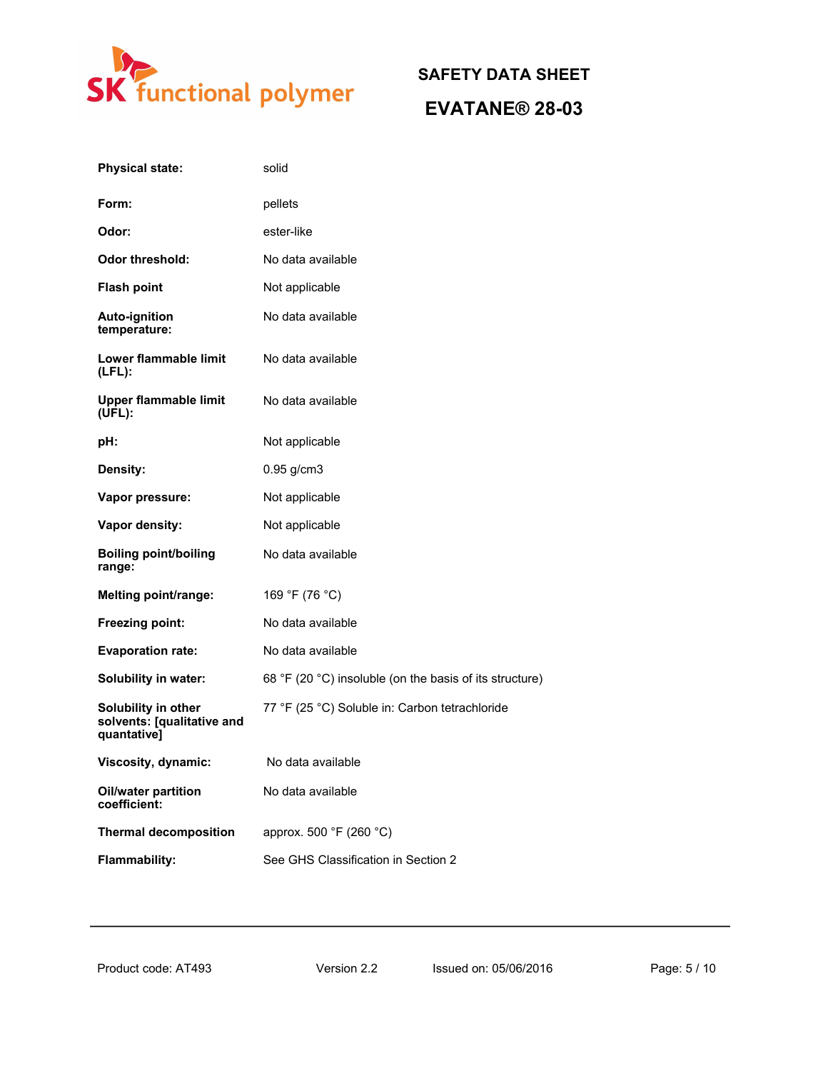| Property | Value |
|---|---|
| **Physical state:** | solid |
| **Form:** | pellets |
| **Odor:** | ester-like |
| **Odor threshold:** | No data available |
| **Flash point** | Not applicable |
| **Auto-ignition temperature:** | No data available |
| **Lower flammable limit (LFL):** | No data available |
| **Upper flammable limit (UFL):** | No data available |
| **pH:** | Not applicable |
| **Density:** | 0.95 g/cm3 |
| **Vapor pressure:** | Not applicable |
| **Vapor density:** | Not applicable |
| **Boiling point/boiling range:** | No data available |
| **Melting point/range:** | 169 °F (76 °C) |
| **Freezing point:** | No data available |
| **Evaporation rate:** | No data available |
| **Solubility in water:** | 68 °F (20 °C) insoluble (on the basis of its structure) |
| **Solubility in other solvents: [qualitative and quantative]** | 77 °F (25 °C) Soluble in: Carbon tetrachloride |
| **Viscosity, dynamic:** | No data available |
| **Oil/water partition coefficient:** | No data available |
| **Thermal decomposition** | approx. 500 °F (260 °C) |
| **Flammability:** | See GHS Classification in Section 2 |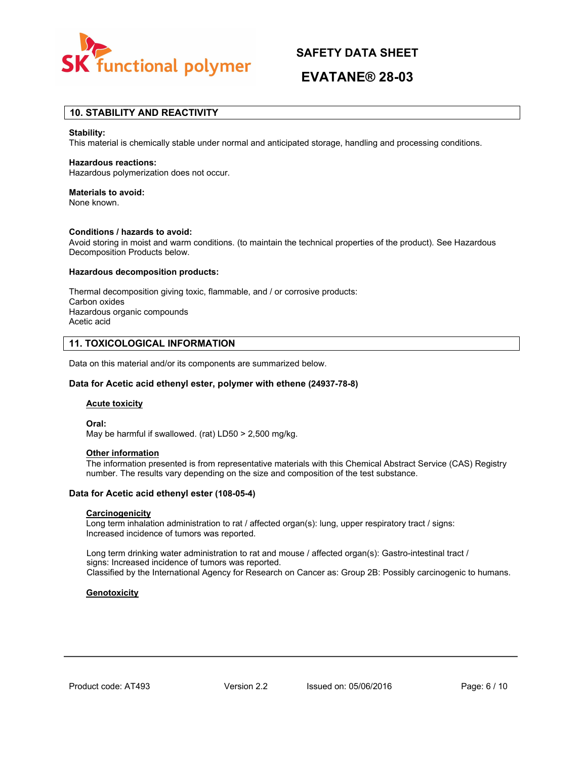## 10. STABILITY AND REACTIVITY

**Stability:**
This material is chemically stable under normal and anticipated storage, handling and processing conditions.

**Hazardous reactions:**
Hazardous polymerization does not occur.

**Materials to avoid:**
None known.

**Conditions / hazards to avoid:**
Avoid storing in moist and warm conditions. (to maintain the technical properties of the product). See Hazardous Decomposition Products below.

**Hazardous decomposition products:**

Thermal decomposition giving toxic, flammable, and / or corrosive products:
Carbon oxides
Hazardous organic compounds
Acetic acid

## 11. TOXICOLOGICAL INFORMATION

Data on this material and/or its components are summarized below.

**Data for Acetic acid ethenyl ester, polymer with ethene (24937-78-8)**

**Acute toxicity**

**Oral:**
May be harmful if swallowed. (rat) LD50 > 2,500 mg/kg.

**Other information**
The information presented is from representative materials with this Chemical Abstract Service (CAS) Registry number. The results vary depending on the size and composition of the test substance.

**Data for Acetic acid ethenyl ester (108-05-4)**

**Carcinogenicity**
Long term inhalation administration to rat / affected organ(s): lung, upper respiratory tract / signs: Increased incidence of tumors was reported.

Long term drinking water administration to rat and mouse / affected organ(s): Gastro-intestinal tract / signs: Increased incidence of tumors was reported.
Classified by the International Agency for Research on Cancer as: Group 2B: Possibly carcinogenic to humans.

**Genotoxicity**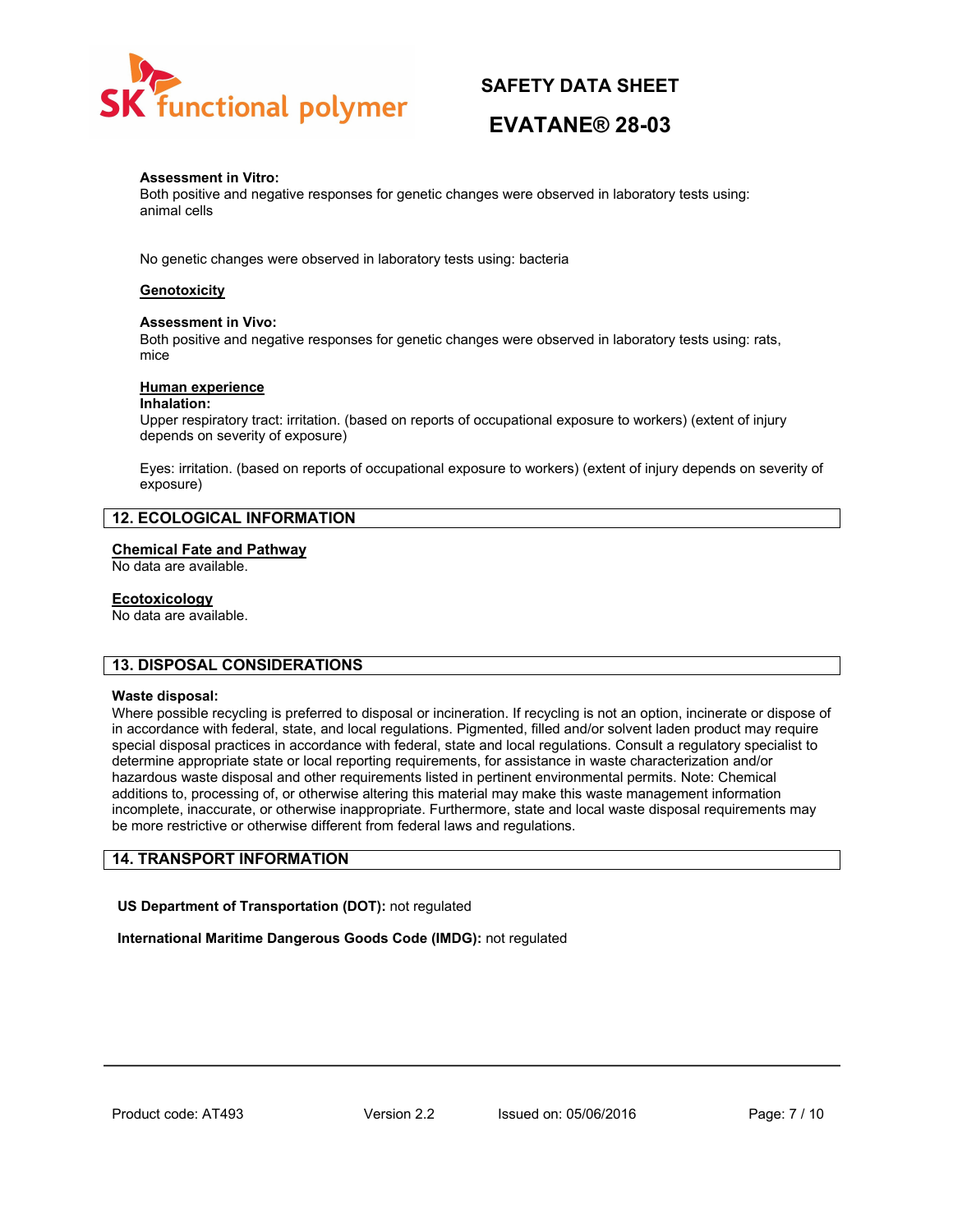**Assessment in Vitro:**
Both positive and negative responses for genetic changes were observed in laboratory tests using: animal cells

No genetic changes were observed in laboratory tests using: bacteria

**Genotoxicity**

**Assessment in Vivo:**
Both positive and negative responses for genetic changes were observed in laboratory tests using: rats, mice

**Human experience**
**Inhalation:**
Upper respiratory tract: irritation. (based on reports of occupational exposure to workers) (extent of injury depends on severity of exposure)

Eyes: irritation. (based on reports of occupational exposure to workers) (extent of injury depends on severity of exposure)

## 12. ECOLOGICAL INFORMATION

**Chemical Fate and Pathway**
No data are available.

**Ecotoxicology**
No data are available.

## 13. DISPOSAL CONSIDERATIONS

**Waste disposal:**
Where possible recycling is preferred to disposal or incineration. If recycling is not an option, incinerate or dispose of in accordance with federal, state, and local regulations. Pigmented, filled and/or solvent laden product may require special disposal practices in accordance with federal, state and local regulations. Consult a regulatory specialist to determine appropriate state or local reporting requirements, for assistance in waste characterization and/or hazardous waste disposal and other requirements listed in pertinent environmental permits. Note: Chemical additions to, processing of, or otherwise altering this material may make this waste management information incomplete, inaccurate, or otherwise inappropriate. Furthermore, state and local waste disposal requirements may be more restrictive or otherwise different from federal laws and regulations.

## 14. TRANSPORT INFORMATION

**US Department of Transportation (DOT):** not regulated

**International Maritime Dangerous Goods Code (IMDG):** not regulated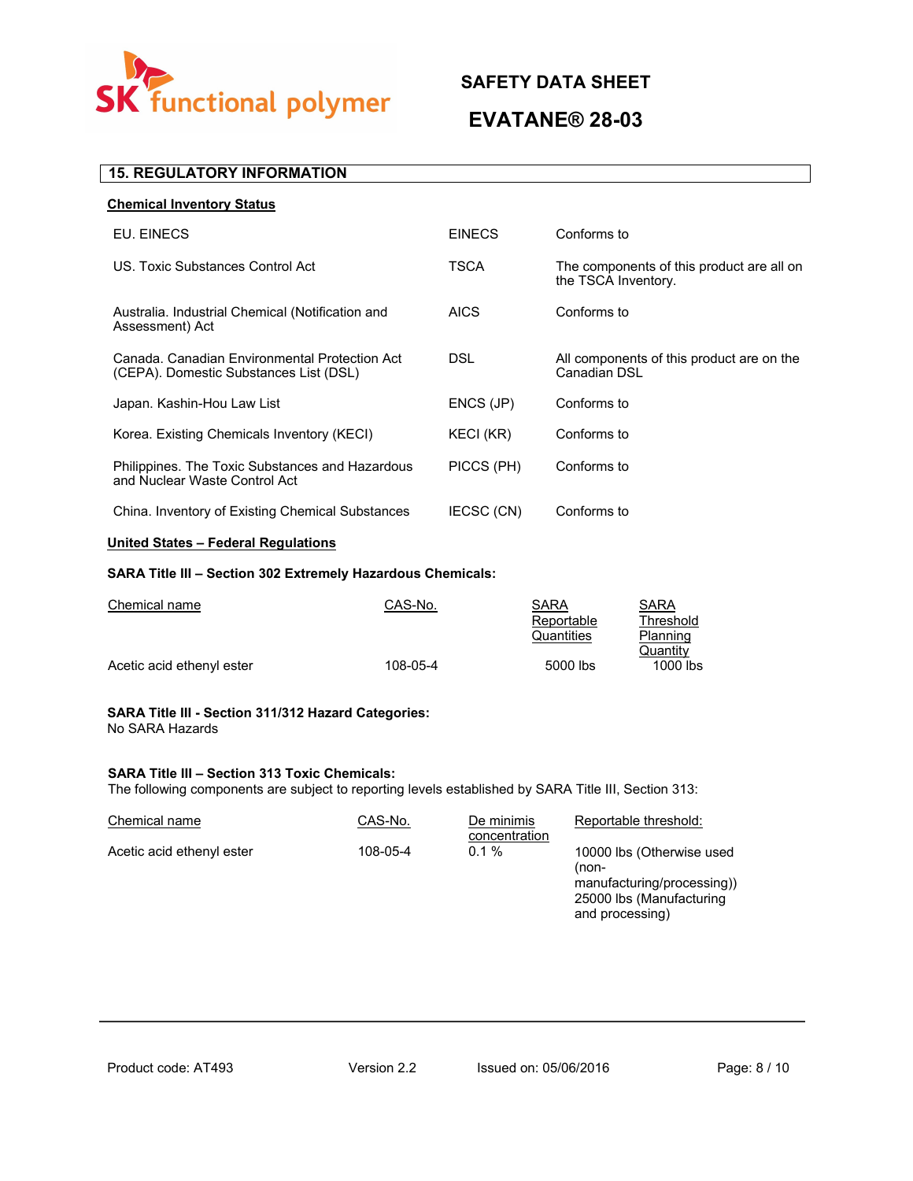## 15. REGULATORY INFORMATION

**Chemical Inventory Status**

| | | |
|---|---|---|
| EU. EINECS | EINECS | Conforms to |
| US. Toxic Substances Control Act | TSCA | The components of this product are all on the TSCA Inventory. |
| Australia. Industrial Chemical (Notification and Assessment) Act | AICS | Conforms to |
| Canada. Canadian Environmental Protection Act (CEPA). Domestic Substances List (DSL) | DSL | All components of this product are on the Canadian DSL |
| Japan. Kashin-Hou Law List | ENCS (JP) | Conforms to |
| Korea. Existing Chemicals Inventory (KECI) | KECI (KR) | Conforms to |
| Philippines. The Toxic Substances and Hazardous and Nuclear Waste Control Act | PICCS (PH) | Conforms to |
| China. Inventory of Existing Chemical Substances | IECSC (CN) | Conforms to |

**United States – Federal Regulations**

**SARA Title III – Section 302 Extremely Hazardous Chemicals:**

| Chemical name | CAS-No. | SARA Reportable Quantities | SARA Threshold Planning Quantity |
|---|---|---|---|
| Acetic acid ethenyl ester | 108-05-4 | 5000 lbs | 1000 lbs |

**SARA Title III - Section 311/312 Hazard Categories:**
No SARA Hazards

**SARA Title III – Section 313 Toxic Chemicals:**
The following components are subject to reporting levels established by SARA Title III, Section 313:

| Chemical name | CAS-No. | De minimis concentration | Reportable threshold: |
|---|---|---|---|
| Acetic acid ethenyl ester | 108-05-4 | 0.1 % | 10000 lbs (Otherwise used (non-manufacturing/processing)) 25000 lbs (Manufacturing and processing) |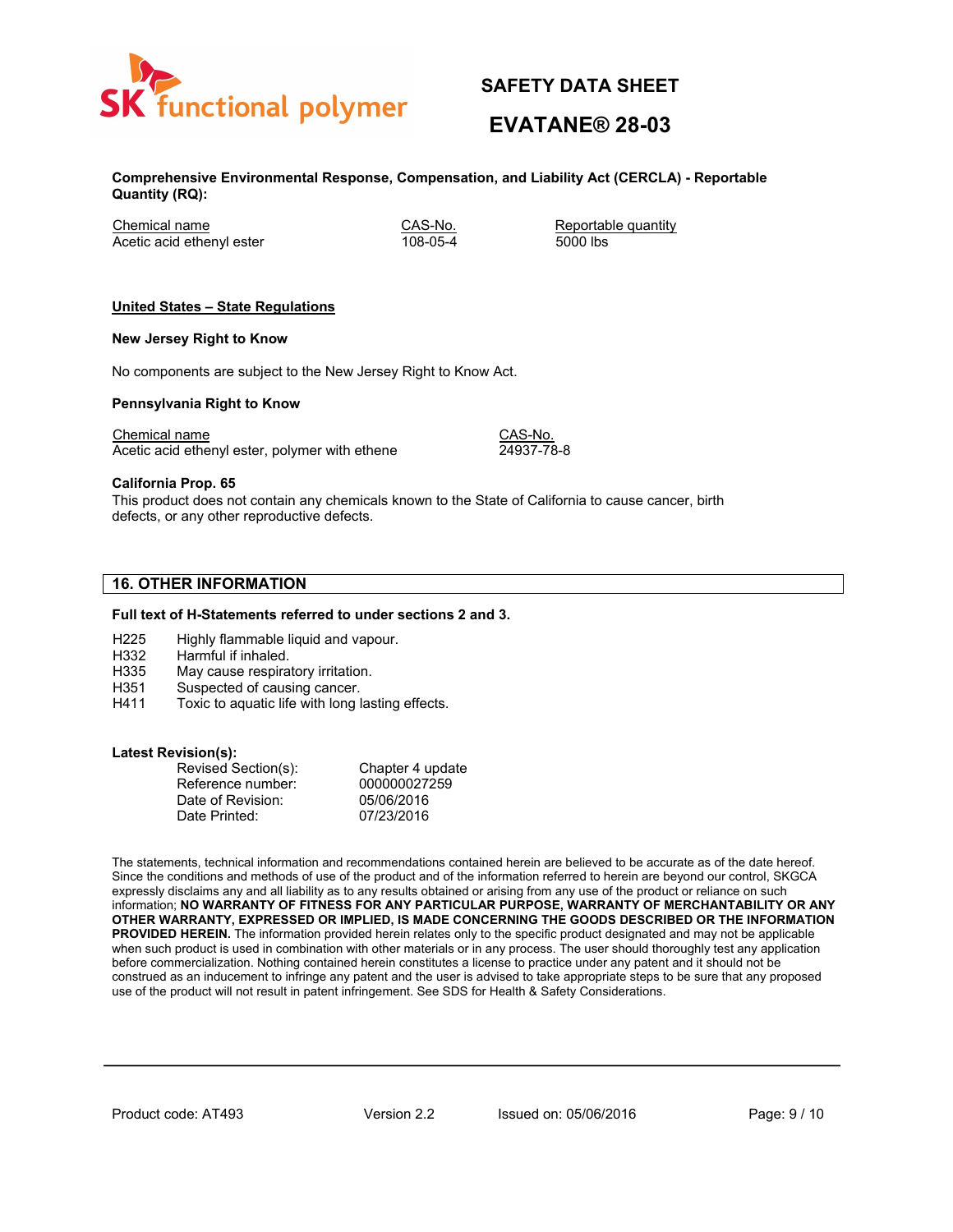**Comprehensive Environmental Response, Compensation, and Liability Act (CERCLA) - Reportable Quantity (RQ):**

| Chemical name | CAS-No. | Reportable quantity |
|---|---|---|
| Acetic acid ethenyl ester | 108-05-4 | 5000 lbs |

**United States – State Regulations**

**New Jersey Right to Know**

No components are subject to the New Jersey Right to Know Act.

**Pennsylvania Right to Know**

| Chemical name | CAS-No. |
|---|---|
| Acetic acid ethenyl ester, polymer with ethene | 24937-78-8 |

**California Prop. 65**
This product does not contain any chemicals known to the State of California to cause cancer, birth defects, or any other reproductive defects.

## 16. OTHER INFORMATION

**Full text of H-Statements referred to under sections 2 and 3.**

| | |
|---|---|
| H225 | Highly flammable liquid and vapour. |
| H332 | Harmful if inhaled. |
| H335 | May cause respiratory irritation. |
| H351 | Suspected of causing cancer. |
| H411 | Toxic to aquatic life with long lasting effects. |

**Latest Revision(s):**

| | |
|---|---|
| Revised Section(s): | Chapter 4 update |
| Reference number: | 000000027259 |
| Date of Revision: | 05/06/2016 |
| Date Printed: | 07/23/2016 |

The statements, technical information and recommendations contained herein are believed to be accurate as of the date hereof. Since the conditions and methods of use of the product and of the information referred to herein are beyond our control, SKGCA expressly disclaims any and all liability as to any results obtained or arising from any use of the product or reliance on such information; **NO WARRANTY OF FITNESS FOR ANY PARTICULAR PURPOSE, WARRANTY OF MERCHANTABILITY OR ANY OTHER WARRANTY, EXPRESSED OR IMPLIED, IS MADE CONCERNING THE GOODS DESCRIBED OR THE INFORMATION PROVIDED HEREIN.** The information provided herein relates only to the specific product designated and may not be applicable when such product is used in combination with other materials or in any process. The user should thoroughly test any application before commercialization. Nothing contained herein constitutes a license to practice under any patent and it should not be construed as an inducement to infringe any patent and the user is advised to take appropriate steps to be sure that any proposed use of the product will not result in patent infringement. See SDS for Health & Safety Considerations.